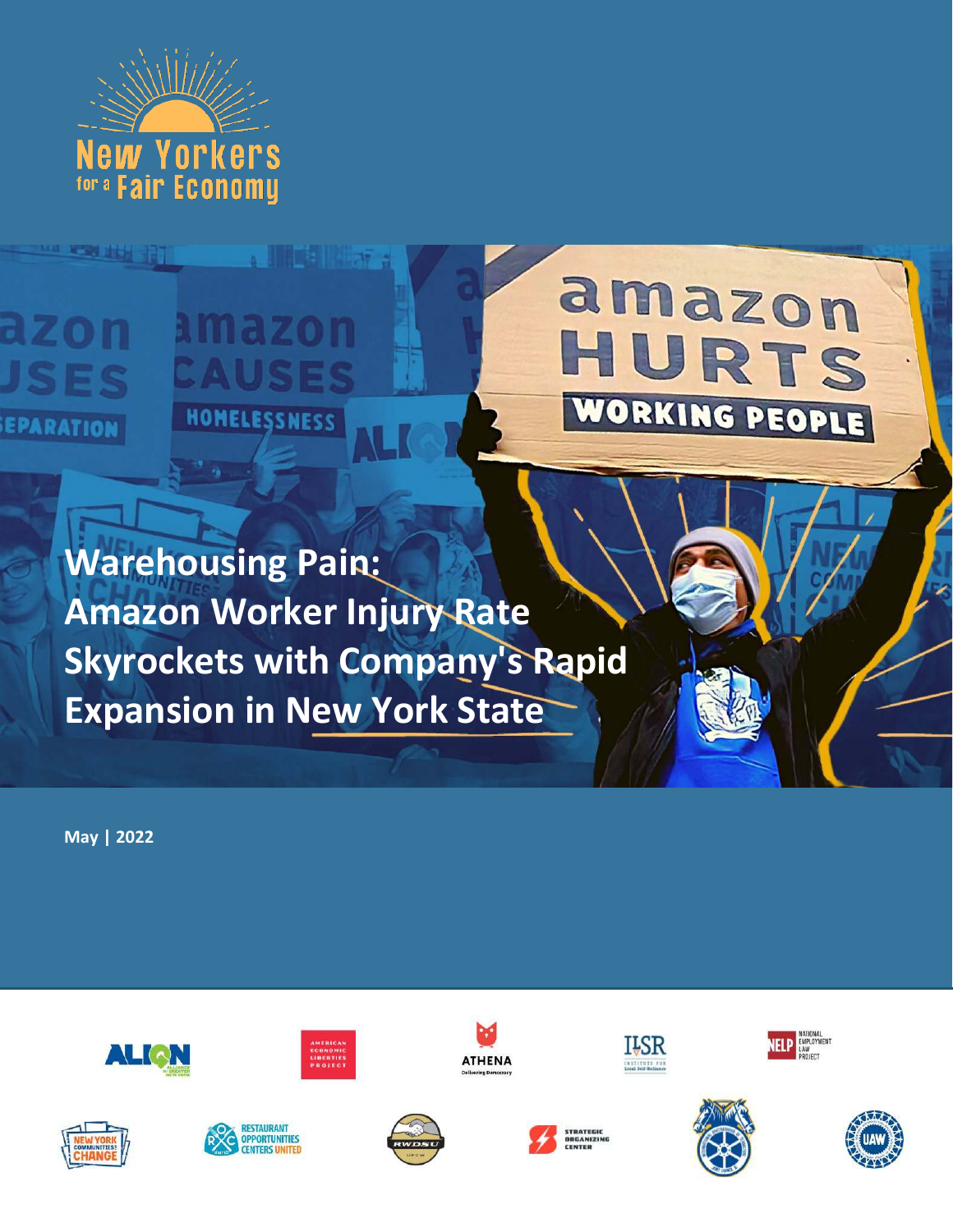New Yorkers for a Fair Economy

# Warehousing Pain: Amazon Worker Injury Rate Skyrockets with Company's Rapid Expansion in New York State

**May | 2022**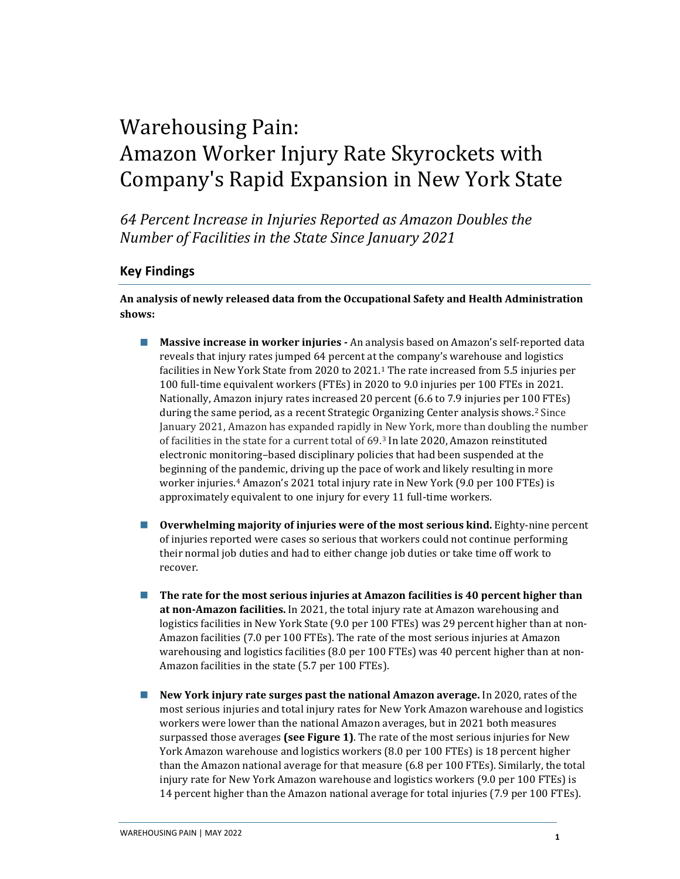# Warehousing Pain: Amazon Worker Injury Rate Skyrockets with Company's Rapid Expansion in New York State

*64 Percent Increase in Injuries Reported as Amazon Doubles the Number of Facilities in the State Since January 2021*

## Key Findings

**An analysis of newly released data from the Occupational Safety and Health Administration shows:**

- **Massive increase in worker injuries -** An analysis based on Amazon's self-reported data reveals that injury rates jumped 64 percent at the company's warehouse and logistics facilities in New York State from 2020 to 2021.[1] The rate increased from 5.5 injuries per 100 full-time equivalent workers (FTEs) in 2020 to 9.0 injuries per 100 FTEs in 2021. Nationally, Amazon injury rates increased 20 percent (6.6 to 7.9 injuries per 100 FTEs) during the same period, as a recent Strategic Organizing Center analysis shows.[2] Since January 2021, Amazon has expanded rapidly in New York, more than doubling the number of facilities in the state for a current total of 69.[3] In late 2020, Amazon reinstituted electronic monitoring–based disciplinary policies that had been suspended at the beginning of the pandemic, driving up the pace of work and likely resulting in more worker injuries.[4] Amazon's 2021 total injury rate in New York (9.0 per 100 FTEs) is approximately equivalent to one injury for every 11 full-time workers.

- **Overwhelming majority of injuries were of the most serious kind.** Eighty-nine percent of injuries reported were cases so serious that workers could not continue performing their normal job duties and had to either change job duties or take time off work to recover.

- **The rate for the most serious injuries at Amazon facilities is 40 percent higher than at non-Amazon facilities.** In 2021, the total injury rate at Amazon warehousing and logistics facilities in New York State (9.0 per 100 FTEs) was 29 percent higher than at non-Amazon facilities (7.0 per 100 FTEs). The rate of the most serious injuries at Amazon warehousing and logistics facilities (8.0 per 100 FTEs) was 40 percent higher than at non-Amazon facilities in the state (5.7 per 100 FTEs).

- **New York injury rate surges past the national Amazon average.** In 2020, rates of the most serious injuries and total injury rates for New York Amazon warehouse and logistics workers were lower than the national Amazon averages, but in 2021 both measures surpassed those averages **(see Figure 1)**. The rate of the most serious injuries for New York Amazon warehouse and logistics workers (8.0 per 100 FTEs) is 18 percent higher than the Amazon national average for that measure (6.8 per 100 FTEs). Similarly, the total injury rate for New York Amazon warehouse and logistics workers (9.0 per 100 FTEs) is 14 percent higher than the Amazon national average for total injuries (7.9 per 100 FTEs).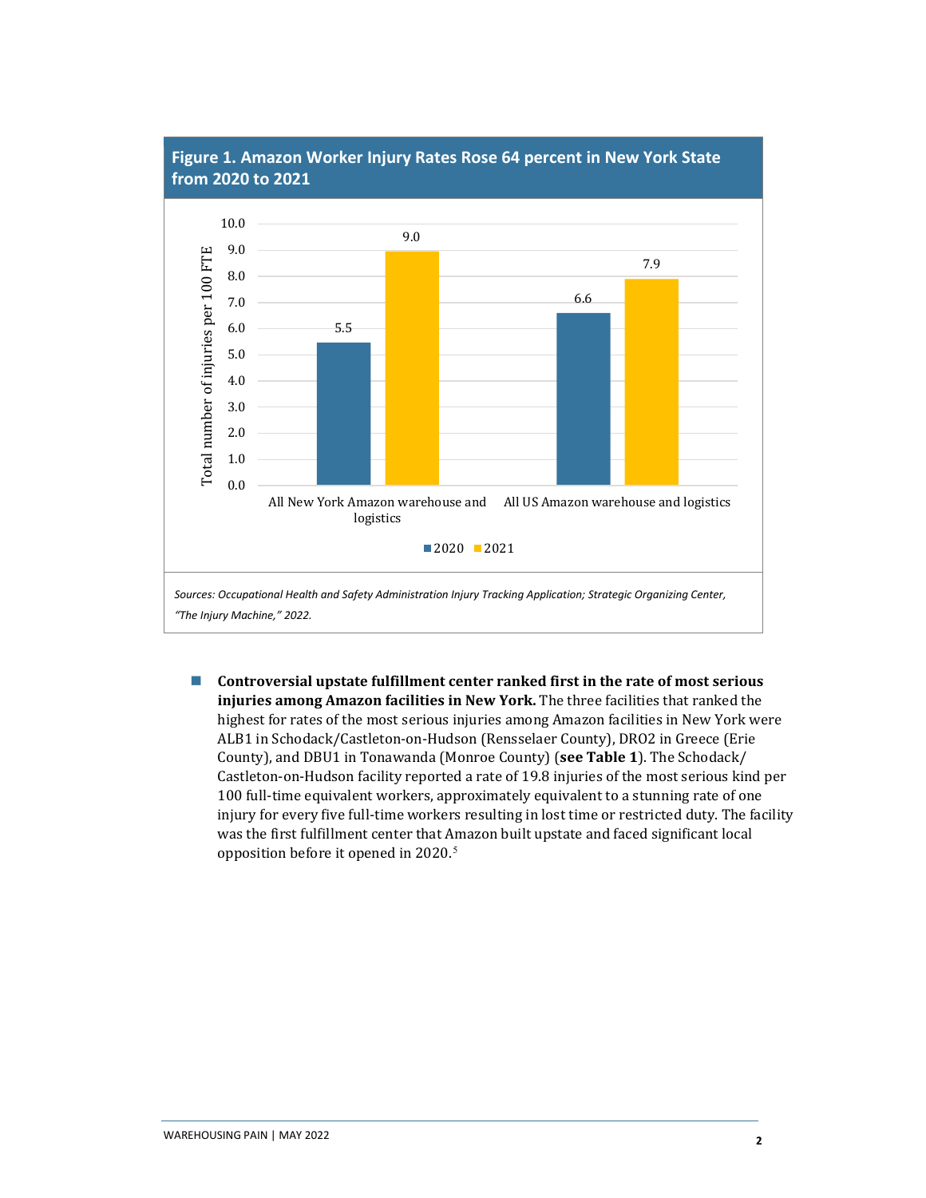**Figure 1. Amazon Worker Injury Rates Rose 64 percent in New York State from 2020 to 2021**

| | 2020 | 2021 |
|---|---|---|
| All New York Amazon warehouse and logistics | 5.5 | 9.0 |
| All US Amazon warehouse and logistics | 6.6 | 7.9 |

Total number of injuries per 100 FTE

*Sources: Occupational Health and Safety Administration Injury Tracking Application; Strategic Organizing Center, "The Injury Machine," 2022.*

- **Controversial upstate fulfillment center ranked first in the rate of most serious injuries among Amazon facilities in New York.** The three facilities that ranked the highest for rates of the most serious injuries among Amazon facilities in New York were ALB1 in Schodack/Castleton-on-Hudson (Rensselaer County), DRO2 in Greece (Erie County), and DBU1 in Tonawanda (Monroe County) (**see Table 1**). The Schodack/Castleton-on-Hudson facility reported a rate of 19.8 injuries of the most serious kind per 100 full-time equivalent workers, approximately equivalent to a stunning rate of one injury for every five full-time workers resulting in lost time or restricted duty. The facility was the first fulfillment center that Amazon built upstate and faced significant local opposition before it opened in 2020.[5]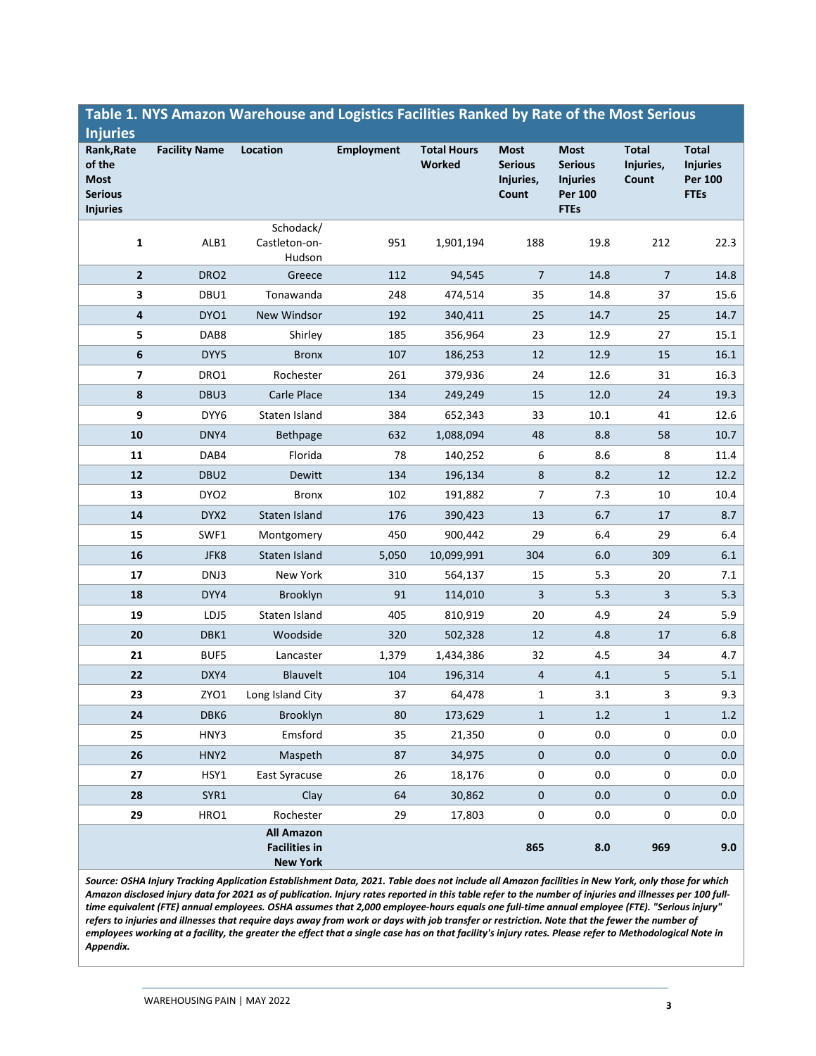## Table 1. NYS Amazon Warehouse and Logistics Facilities Ranked by Rate of the Most Serious Injuries

| Rank,Rate of the Most Serious Injuries | Facility Name | Location | Employment | Total Hours Worked | Most Serious Injuries, Count | Most Serious Injuries Per 100 FTEs | Total Injuries, Count | Total Injuries Per 100 FTEs |
|---|---|---|---|---|---|---|---|---|
| 1 | ALB1 | Schodack/ Castleton-on-Hudson | 951 | 1,901,194 | 188 | 19.8 | 212 | 22.3 |
| 2 | DRO2 | Greece | 112 | 94,545 | 7 | 14.8 | 7 | 14.8 |
| 3 | DBU1 | Tonawanda | 248 | 474,514 | 35 | 14.8 | 37 | 15.6 |
| 4 | DYO1 | New Windsor | 192 | 340,411 | 25 | 14.7 | 25 | 14.7 |
| 5 | DAB8 | Shirley | 185 | 356,964 | 23 | 12.9 | 27 | 15.1 |
| 6 | DYY5 | Bronx | 107 | 186,253 | 12 | 12.9 | 15 | 16.1 |
| 7 | DRO1 | Rochester | 261 | 379,936 | 24 | 12.6 | 31 | 16.3 |
| 8 | DBU3 | Carle Place | 134 | 249,249 | 15 | 12.0 | 24 | 19.3 |
| 9 | DYY6 | Staten Island | 384 | 652,343 | 33 | 10.1 | 41 | 12.6 |
| 10 | DNY4 | Bethpage | 632 | 1,088,094 | 48 | 8.8 | 58 | 10.7 |
| 11 | DAB4 | Florida | 78 | 140,252 | 6 | 8.6 | 8 | 11.4 |
| 12 | DBU2 | Dewitt | 134 | 196,134 | 8 | 8.2 | 12 | 12.2 |
| 13 | DYO2 | Bronx | 102 | 191,882 | 7 | 7.3 | 10 | 10.4 |
| 14 | DYX2 | Staten Island | 176 | 390,423 | 13 | 6.7 | 17 | 8.7 |
| 15 | SWF1 | Montgomery | 450 | 900,442 | 29 | 6.4 | 29 | 6.4 |
| 16 | JFK8 | Staten Island | 5,050 | 10,099,991 | 304 | 6.0 | 309 | 6.1 |
| 17 | DNJ3 | New York | 310 | 564,137 | 15 | 5.3 | 20 | 7.1 |
| 18 | DYY4 | Brooklyn | 91 | 114,010 | 3 | 5.3 | 3 | 5.3 |
| 19 | LDJ5 | Staten Island | 405 | 810,919 | 20 | 4.9 | 24 | 5.9 |
| 20 | DBK1 | Woodside | 320 | 502,328 | 12 | 4.8 | 17 | 6.8 |
| 21 | BUF5 | Lancaster | 1,379 | 1,434,386 | 32 | 4.5 | 34 | 4.7 |
| 22 | DXY4 | Blauvelt | 104 | 196,314 | 4 | 4.1 | 5 | 5.1 |
| 23 | ZYO1 | Long Island City | 37 | 64,478 | 1 | 3.1 | 3 | 9.3 |
| 24 | DBK6 | Brooklyn | 80 | 173,629 | 1 | 1.2 | 1 | 1.2 |
| 25 | HNY3 | Emsford | 35 | 21,350 | 0 | 0.0 | 0 | 0.0 |
| 26 | HNY2 | Maspeth | 87 | 34,975 | 0 | 0.0 | 0 | 0.0 |
| 27 | HSY1 | East Syracuse | 26 | 18,176 | 0 | 0.0 | 0 | 0.0 |
| 28 | SYR1 | Clay | 64 | 30,862 | 0 | 0.0 | 0 | 0.0 |
| 29 | HRO1 | Rochester | 29 | 17,803 | 0 | 0.0 | 0 | 0.0 |
| | | **All Amazon Facilities in New York** | | | **865** | **8.0** | **969** | **9.0** |

*Source: OSHA Injury Tracking Application Establishment Data, 2021. Table does not include all Amazon facilities in New York, only those for which Amazon disclosed injury data for 2021 as of publication. Injury rates reported in this table refer to the number of injuries and illnesses per 100 full-time equivalent (FTE) annual employees. OSHA assumes that 2,000 employee-hours equals one full-time annual employee (FTE). "Serious injury" refers to injuries and illnesses that require days away from work or days with job transfer or restriction. Note that the fewer the number of employees working at a facility, the greater the effect that a single case has on that facility's injury rates. Please refer to Methodological Note in Appendix.*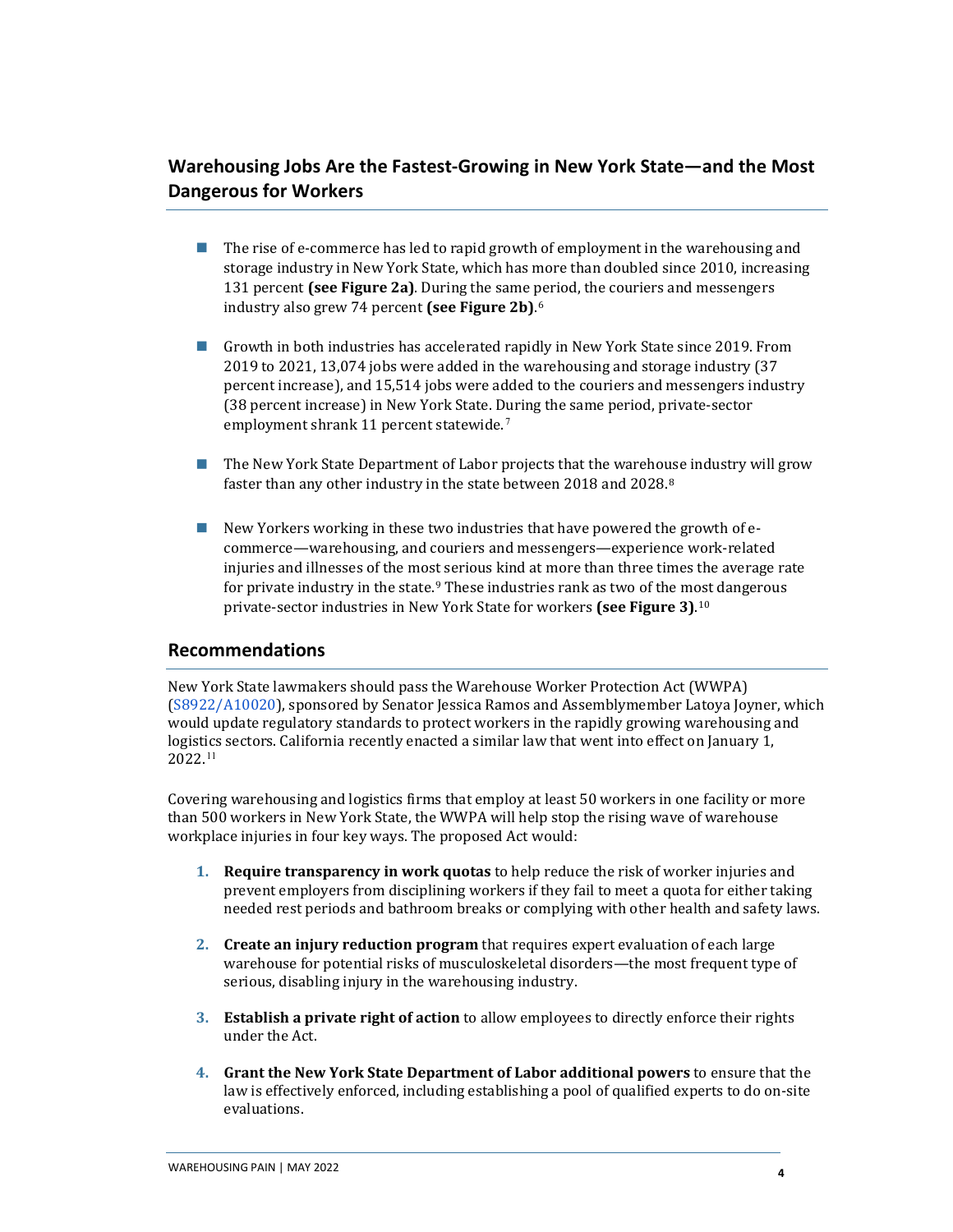## Warehousing Jobs Are the Fastest-Growing in New York State—and the Most Dangerous for Workers

- The rise of e-commerce has led to rapid growth of employment in the warehousing and storage industry in New York State, which has more than doubled since 2010, increasing 131 percent **(see Figure 2a)**. During the same period, the couriers and messengers industry also grew 74 percent **(see Figure 2b)**.[6]

- Growth in both industries has accelerated rapidly in New York State since 2019. From 2019 to 2021, 13,074 jobs were added in the warehousing and storage industry (37 percent increase), and 15,514 jobs were added to the couriers and messengers industry (38 percent increase) in New York State. During the same period, private-sector employment shrank 11 percent statewide.[7]

- The New York State Department of Labor projects that the warehouse industry will grow faster than any other industry in the state between 2018 and 2028.[8]

- New Yorkers working in these two industries that have powered the growth of e-commerce—warehousing, and couriers and messengers—experience work-related injuries and illnesses of the most serious kind at more than three times the average rate for private industry in the state.[9] These industries rank as two of the most dangerous private-sector industries in New York State for workers **(see Figure 3)**.[10]

## Recommendations

New York State lawmakers should pass the Warehouse Worker Protection Act (WWPA) (S8922/A10020), sponsored by Senator Jessica Ramos and Assemblymember Latoya Joyner, which would update regulatory standards to protect workers in the rapidly growing warehousing and logistics sectors. California recently enacted a similar law that went into effect on January 1, 2022.[11]

Covering warehousing and logistics firms that employ at least 50 workers in one facility or more than 500 workers in New York State, the WWPA will help stop the rising wave of warehouse workplace injuries in four key ways. The proposed Act would:

1. **Require transparency in work quotas** to help reduce the risk of worker injuries and prevent employers from disciplining workers if they fail to meet a quota for either taking needed rest periods and bathroom breaks or complying with other health and safety laws.

2. **Create an injury reduction program** that requires expert evaluation of each large warehouse for potential risks of musculoskeletal disorders—the most frequent type of serious, disabling injury in the warehousing industry.

3. **Establish a private right of action** to allow employees to directly enforce their rights under the Act.

4. **Grant the New York State Department of Labor additional powers** to ensure that the law is effectively enforced, including establishing a pool of qualified experts to do on-site evaluations.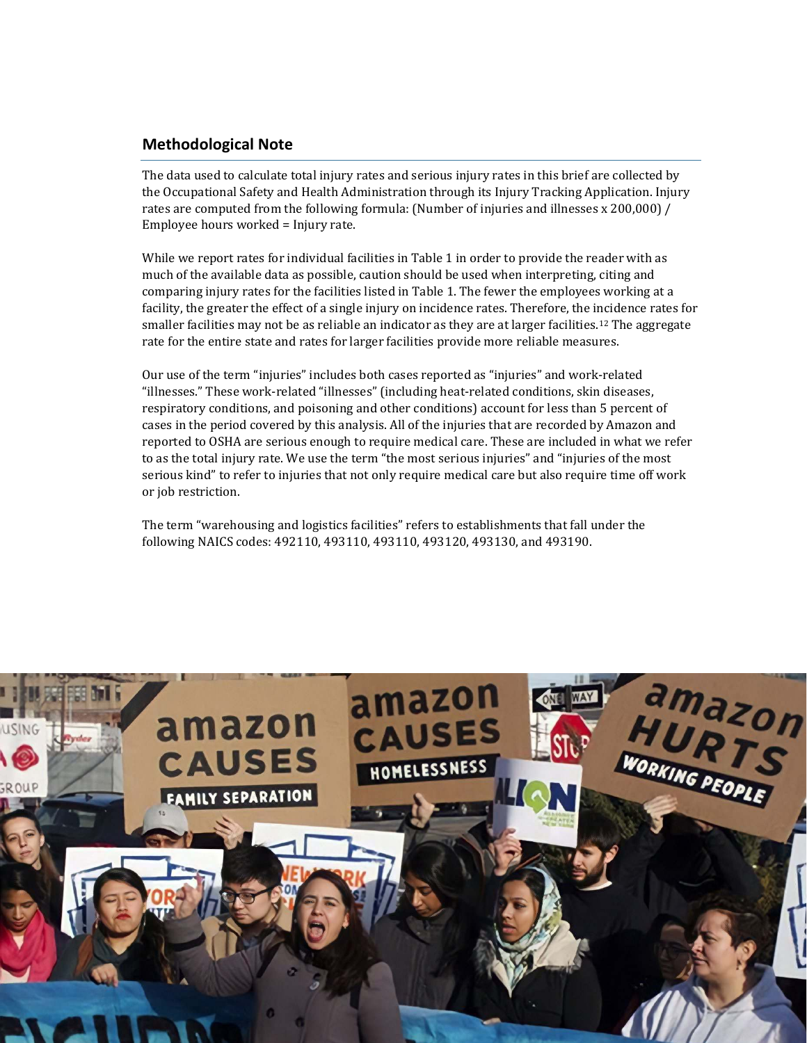## Methodological Note

The data used to calculate total injury rates and serious injury rates in this brief are collected by the Occupational Safety and Health Administration through its Injury Tracking Application. Injury rates are computed from the following formula: (Number of injuries and illnesses x 200,000) / Employee hours worked = Injury rate.

While we report rates for individual facilities in Table 1 in order to provide the reader with as much of the available data as possible, caution should be used when interpreting, citing and comparing injury rates for the facilities listed in Table 1. The fewer the employees working at a facility, the greater the effect of a single injury on incidence rates. Therefore, the incidence rates for smaller facilities may not be as reliable an indicator as they are at larger facilities.[12] The aggregate rate for the entire state and rates for larger facilities provide more reliable measures.

Our use of the term "injuries" includes both cases reported as "injuries" and work-related "illnesses." These work-related "illnesses" (including heat-related conditions, skin diseases, respiratory conditions, and poisoning and other conditions) account for less than 5 percent of cases in the period covered by this analysis. All of the injuries that are recorded by Amazon and reported to OSHA are serious enough to require medical care. These are included in what we refer to as the total injury rate. We use the term "the most serious injuries" and "injuries of the most serious kind" to refer to injuries that not only require medical care but also require time off work or job restriction.

The term "warehousing and logistics facilities" refers to establishments that fall under the following NAICS codes: 492110, 493110, 493110, 493120, 493130, and 493190.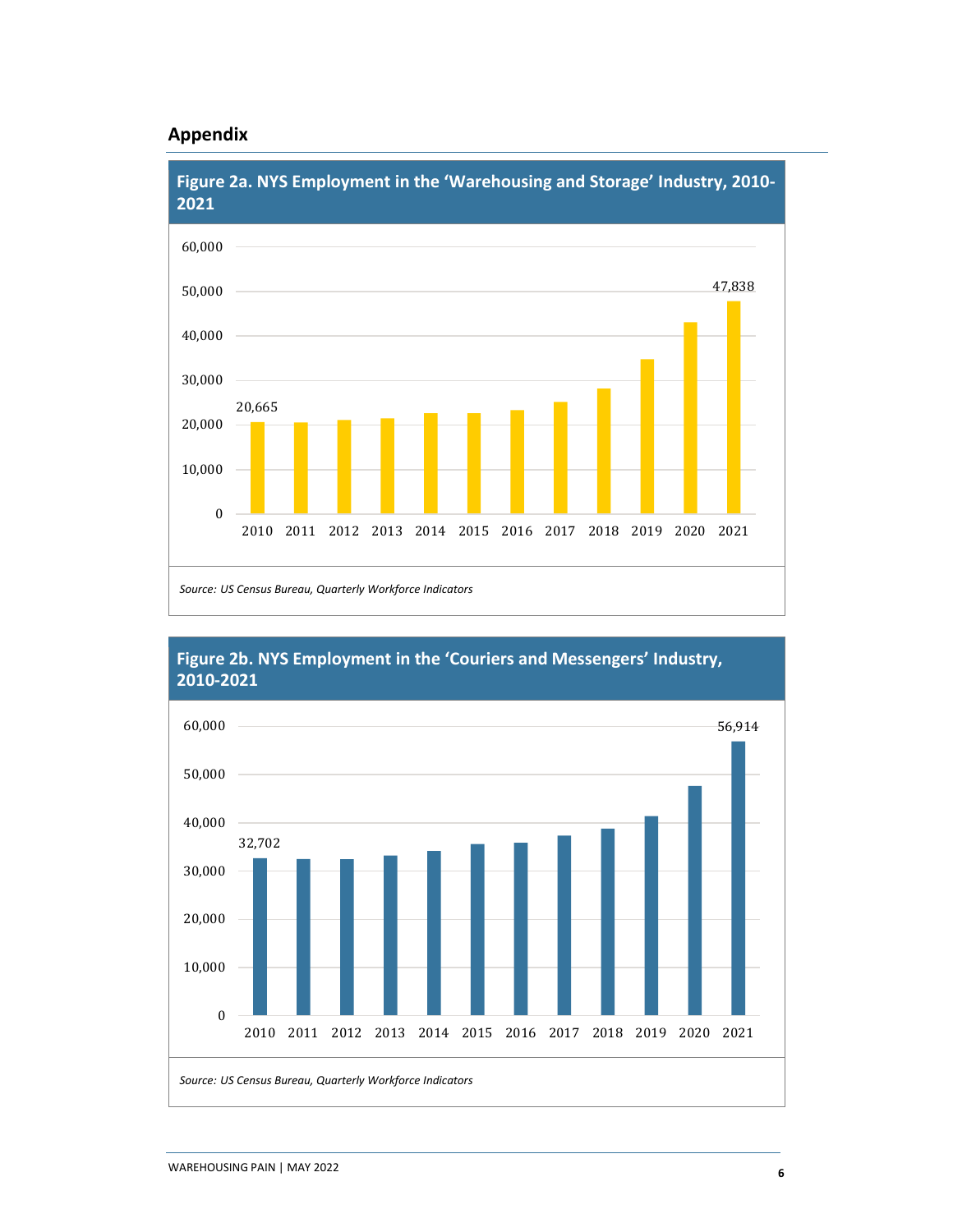## Appendix

**Figure 2a. NYS Employment in the 'Warehousing and Storage' Industry, 2010-2021**

*Source: US Census Bureau, Quarterly Workforce Indicators*

**Figure 2b. NYS Employment in the 'Couriers and Messengers' Industry, 2010-2021**

*Source: US Census Bureau, Quarterly Workforce Indicators*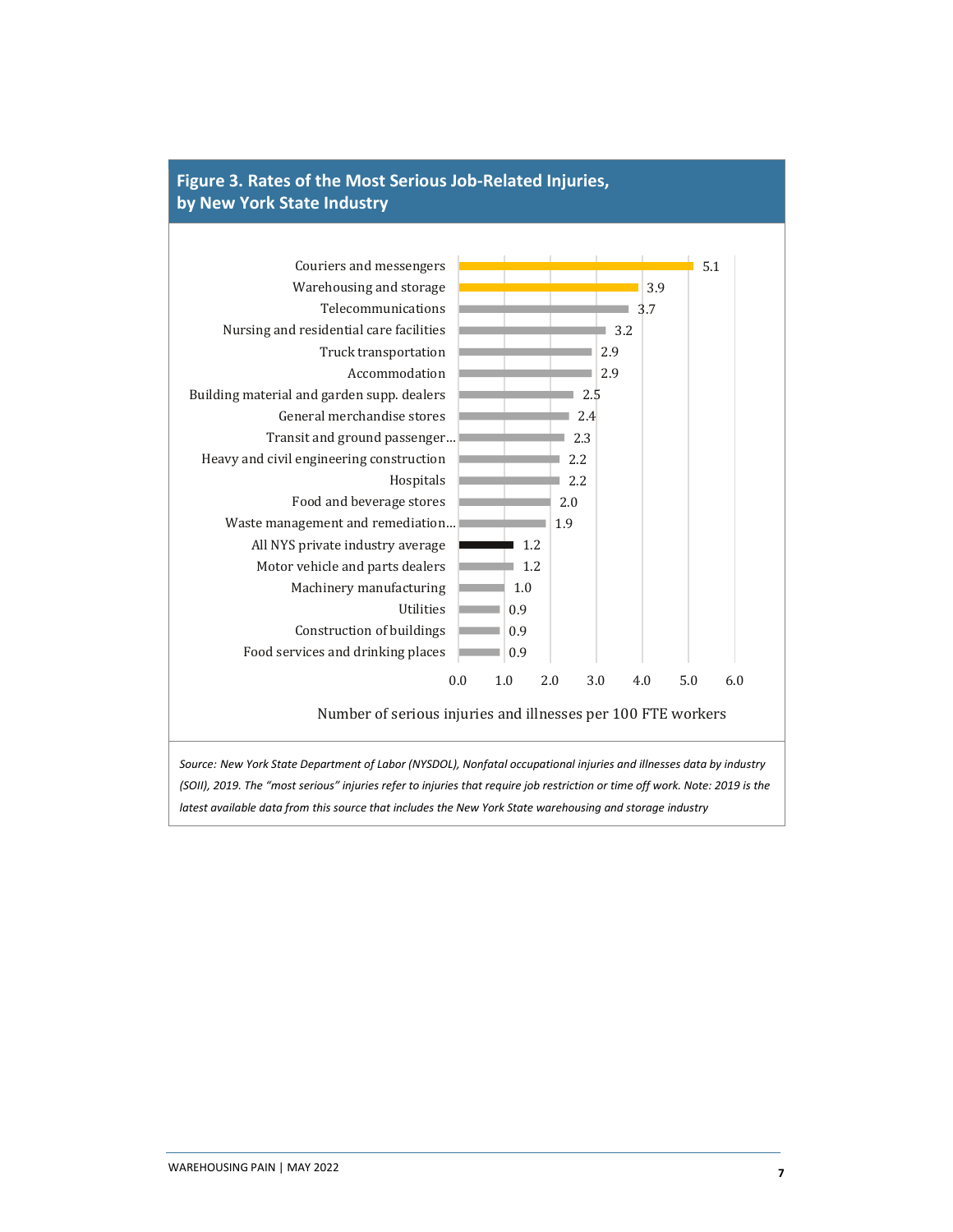## Figure 3. Rates of the Most Serious Job-Related Injuries, by New York State Industry

| Industry | Number of serious injuries and illnesses per 100 FTE workers |
|---|---|
| Couriers and messengers | 5.1 |
| Warehousing and storage | 3.9 |
| Telecommunications | 3.7 |
| Nursing and residential care facilities | 3.2 |
| Truck transportation | 2.9 |
| Accommodation | 2.9 |
| Building material and garden supp. dealers | 2.5 |
| General merchandise stores | 2.4 |
| Transit and ground passenger... | 2.3 |
| Heavy and civil engineering construction | 2.2 |
| Hospitals | 2.2 |
| Food and beverage stores | 2.0 |
| Waste management and remediation... | 1.9 |
| All NYS private industry average | 1.2 |
| Motor vehicle and parts dealers | 1.2 |
| Machinery manufacturing | 1.0 |
| Utilities | 0.9 |
| Construction of buildings | 0.9 |
| Food services and drinking places | 0.9 |

*Source: New York State Department of Labor (NYSDOL), Nonfatal occupational injuries and illnesses data by industry (SOII), 2019. The "most serious" injuries refer to injuries that require job restriction or time off work. Note: 2019 is the latest available data from this source that includes the New York State warehousing and storage industry*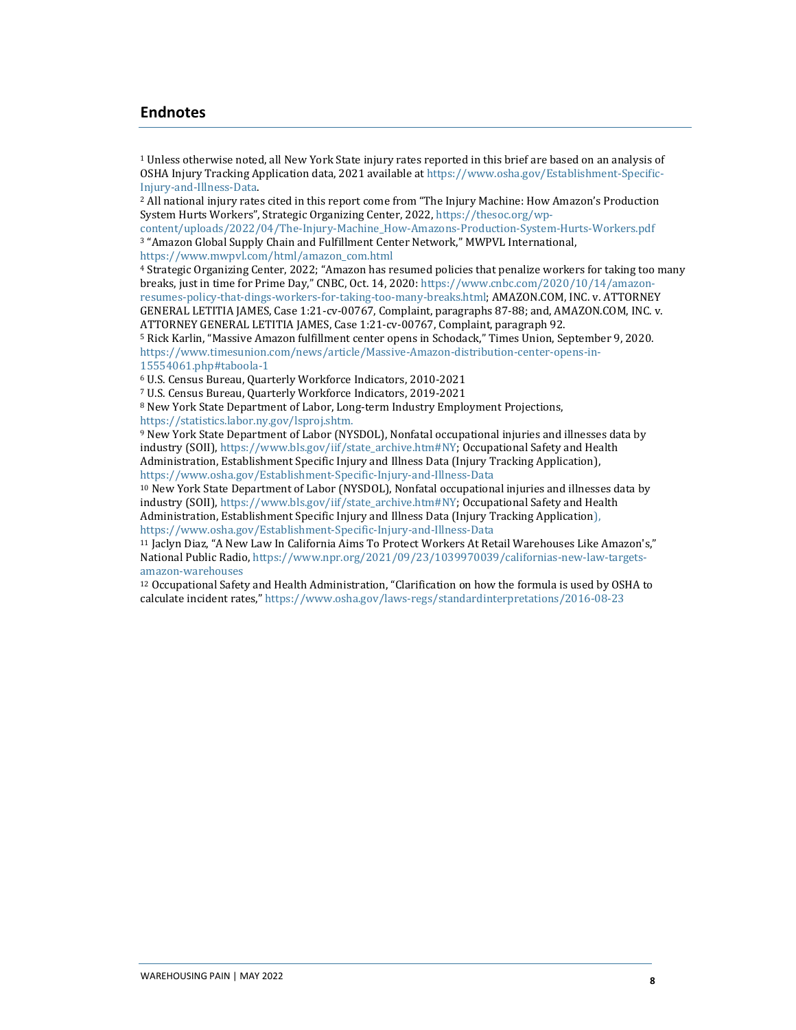## Endnotes

[1] Unless otherwise noted, all New York State injury rates reported in this brief are based on an analysis of OSHA Injury Tracking Application data, 2021 available at https://www.osha.gov/Establishment-Specific-Injury-and-Illness-Data.

[2] All national injury rates cited in this report come from "The Injury Machine: How Amazon's Production System Hurts Workers", Strategic Organizing Center, 2022, https://thesoc.org/wp-content/uploads/2022/04/The-Injury-Machine_How-Amazons-Production-System-Hurts-Workers.pdf

[3] "Amazon Global Supply Chain and Fulfillment Center Network," MWPVL International, https://www.mwpvl.com/html/amazon_com.html

[4] Strategic Organizing Center, 2022; "Amazon has resumed policies that penalize workers for taking too many breaks, just in time for Prime Day," CNBC, Oct. 14, 2020: https://www.cnbc.com/2020/10/14/amazon-resumes-policy-that-dings-workers-for-taking-too-many-breaks.html; AMAZON.COM, INC. v. ATTORNEY GENERAL LETITIA JAMES, Case 1:21-cv-00767, Complaint, paragraphs 87-88; and, AMAZON.COM, INC. v. ATTORNEY GENERAL LETITIA JAMES, Case 1:21-cv-00767, Complaint, paragraph 92.

[5] Rick Karlin, "Massive Amazon fulfillment center opens in Schodack," Times Union, September 9, 2020. https://www.timesunion.com/news/article/Massive-Amazon-distribution-center-opens-in-15554061.php#taboola-1

[6] U.S. Census Bureau, Quarterly Workforce Indicators, 2010-2021

[7] U.S. Census Bureau, Quarterly Workforce Indicators, 2019-2021

[8] New York State Department of Labor, Long-term Industry Employment Projections, https://statistics.labor.ny.gov/lsproj.shtm.

[9] New York State Department of Labor (NYSDOL), Nonfatal occupational injuries and illnesses data by industry (SOII), https://www.bls.gov/iif/state_archive.htm#NY; Occupational Safety and Health Administration, Establishment Specific Injury and Illness Data (Injury Tracking Application), https://www.osha.gov/Establishment-Specific-Injury-and-Illness-Data

[10] New York State Department of Labor (NYSDOL), Nonfatal occupational injuries and illnesses data by industry (SOII), https://www.bls.gov/iif/state_archive.htm#NY; Occupational Safety and Health Administration, Establishment Specific Injury and Illness Data (Injury Tracking Application), https://www.osha.gov/Establishment-Specific-Injury-and-Illness-Data

[11] Jaclyn Diaz, "A New Law In California Aims To Protect Workers At Retail Warehouses Like Amazon's," National Public Radio, https://www.npr.org/2021/09/23/1039970039/californias-new-law-targets-amazon-warehouses

[12] Occupational Safety and Health Administration, "Clarification on how the formula is used by OSHA to calculate incident rates," https://www.osha.gov/laws-regs/standardinterpretations/2016-08-23